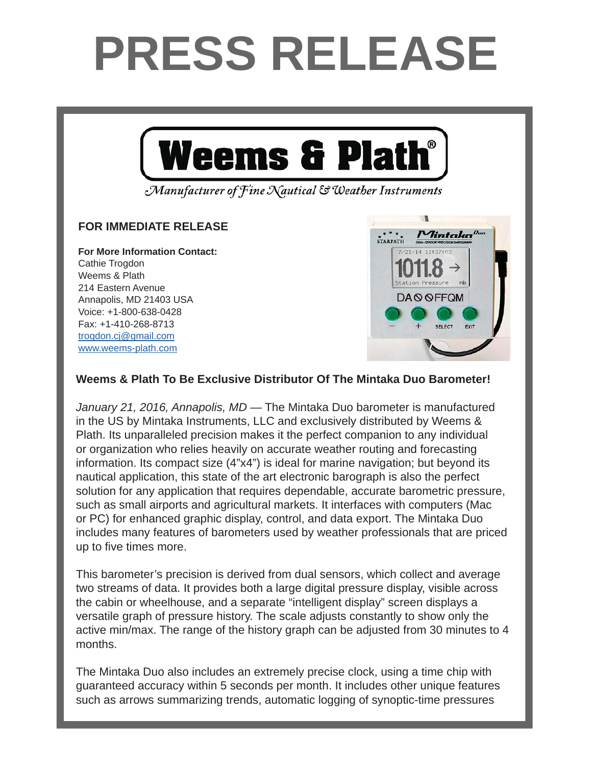# PRESS RELEASE

**Weems & Plath®**

*Manufacturer of Fine Nautical & Weather Instruments*

**FOR IMMEDIATE RELEASE**

**For More Information Contact:**
Cathie Trogdon
Weems & Plath
214 Eastern Avenue
Annapolis, MD 21403 USA
Voice: +1-800-638-0428
Fax: +1-410-268-8713
trogdon.cj@gmail.com
www.weems-plath.com

**Weems & Plath To Be Exclusive Distributor Of The Mintaka Duo Barometer!**

*January 21, 2016, Annapolis, MD* — The Mintaka Duo barometer is manufactured in the US by Mintaka Instruments, LLC and exclusively distributed by Weems & Plath. Its unparalleled precision makes it the perfect companion to any individual or organization who relies heavily on accurate weather routing and forecasting information. Its compact size (4"x4") is ideal for marine navigation; but beyond its nautical application, this state of the art electronic barograph is also the perfect solution for any application that requires dependable, accurate barometric pressure, such as small airports and agricultural markets. It interfaces with computers (Mac or PC) for enhanced graphic display, control, and data export. The Mintaka Duo includes many features of barometers used by weather professionals that are priced up to five times more.

This barometer's precision is derived from dual sensors, which collect and average two streams of data. It provides both a large digital pressure display, visible across the cabin or wheelhouse, and a separate "intelligent display" screen displays a versatile graph of pressure history. The scale adjusts constantly to show only the active min/max. The range of the history graph can be adjusted from 30 minutes to 4 months.

The Mintaka Duo also includes an extremely precise clock, using a time chip with guaranteed accuracy within 5 seconds per month. It includes other unique features such as arrows summarizing trends, automatic logging of synoptic-time pressures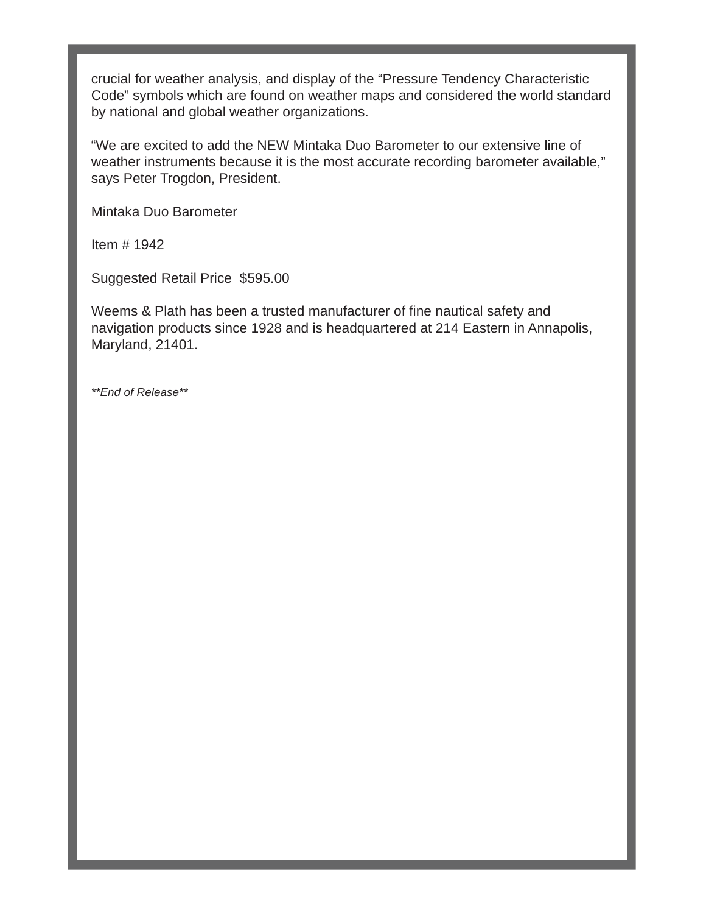crucial for weather analysis, and display of the “Pressure Tendency Characteristic Code” symbols which are found on weather maps and considered the world standard by national and global weather organizations.

“We are excited to add the NEW Mintaka Duo Barometer to our extensive line of weather instruments because it is the most accurate recording barometer available,” says Peter Trogdon, President.

Mintaka Duo Barometer

Item # 1942

Suggested Retail Price  $595.00

Weems & Plath has been a trusted manufacturer of fine nautical safety and navigation products since 1928 and is headquartered at 214 Eastern in Annapolis, Maryland, 21401.

*\*\*End of Release\*\**